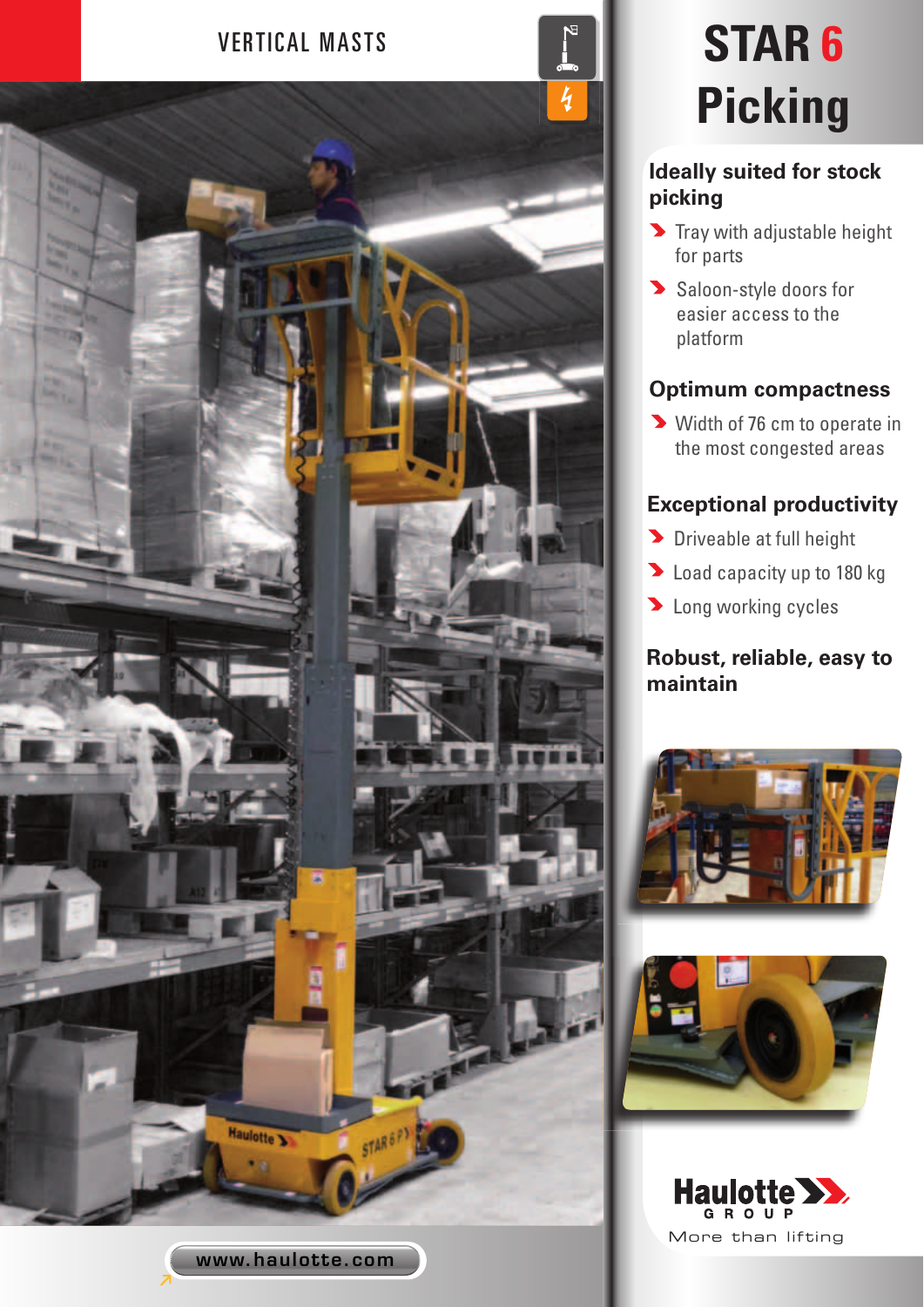VERTICAL MASTS

# STAR 6 Picking

## Ideally suited for stock picking

- Tray with adjustable height for parts
- Saloon-style doors for easier access to the platform

## Optimum compactness

- Width of 76 cm to operate in the most congested areas

## Exceptional productivity

- Driveable at full height
- Load capacity up to 180 kg
- Long working cycles

## Robust, reliable, easy to maintain

Haulotte GROUP

More than lifting

www.haulotte.com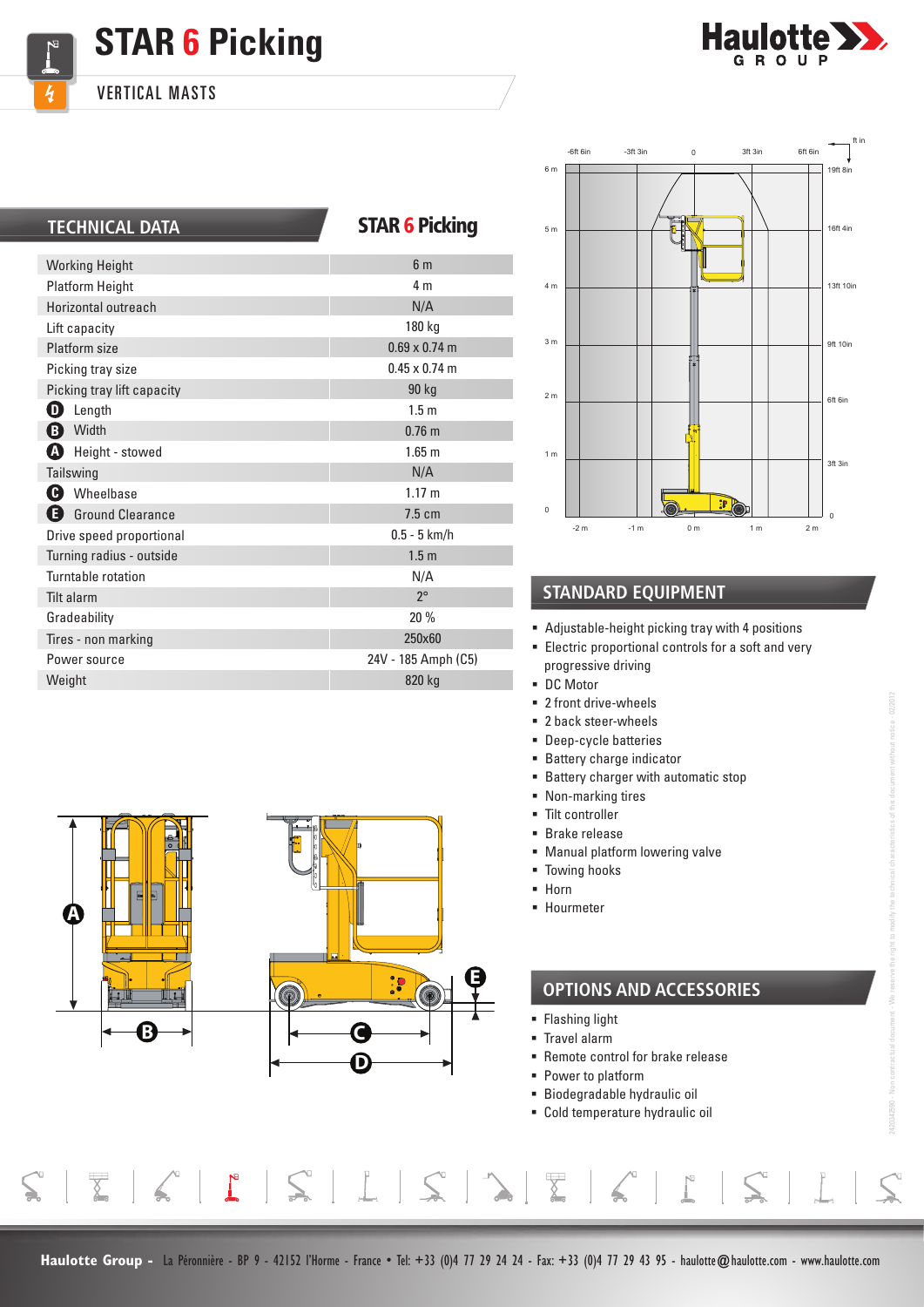# STAR 6 Picking

VERTICAL MASTS

## TECHNICAL DATA

| | STAR 6 Picking |
|---|---|
| Working Height | 6 m |
| Platform Height | 4 m |
| Horizontal outreach | N/A |
| Lift capacity | 180 kg |
| Platform size | 0.69 x 0.74 m |
| Picking tray size | 0.45 x 0.74 m |
| Picking tray lift capacity | 90 kg |
| D Length | 1.5 m |
| B Width | 0.76 m |
| A Height - stowed | 1.65 m |
| Tailswing | N/A |
| C Wheelbase | 1.17 m |
| E Ground Clearance | 7.5 cm |
| Drive speed proportional | 0.5 - 5 km/h |
| Turning radius - outside | 1.5 m |
| Turntable rotation | N/A |
| Tilt alarm | 2° |
| Gradeability | 20 % |
| Tires - non marking | 250x60 |
| Power source | 24V - 185 Amph (C5) |
| Weight | 820 kg |

## STANDARD EQUIPMENT

- Adjustable-height picking tray with 4 positions
- Electric proportional controls for a soft and very progressive driving
- DC Motor
- 2 front drive-wheels
- 2 back steer-wheels
- Deep-cycle batteries
- Battery charge indicator
- Battery charger with automatic stop
- Non-marking tires
- Tilt controller
- Brake release
- Manual platform lowering valve
- Towing hooks
- Horn
- Hourmeter

## OPTIONS AND ACCESSORIES

- Flashing light
- Travel alarm
- Remote control for brake release
- Power to platform
- Biodegradable hydraulic oil
- Cold temperature hydraulic oil

**Haulotte Group -** La Péronnière - BP 9 - 42152 l'Horme - France • Tel: +33 (0)4 77 29 24 24 - Fax: +33 (0)4 77 29 43 95 - haulotte@haulotte.com - www.haulotte.com